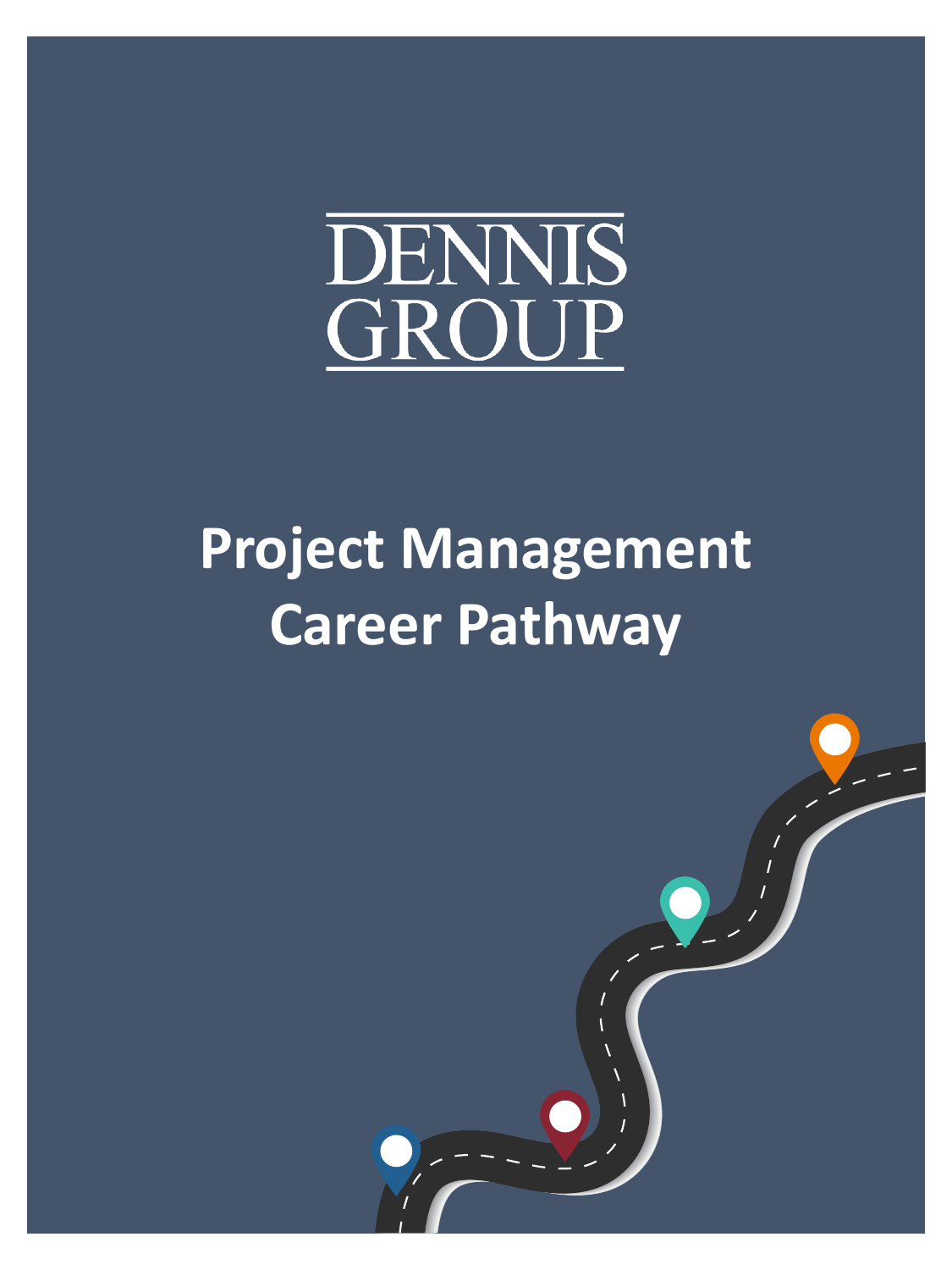DENNIS GROUP

# Project Management Career Pathway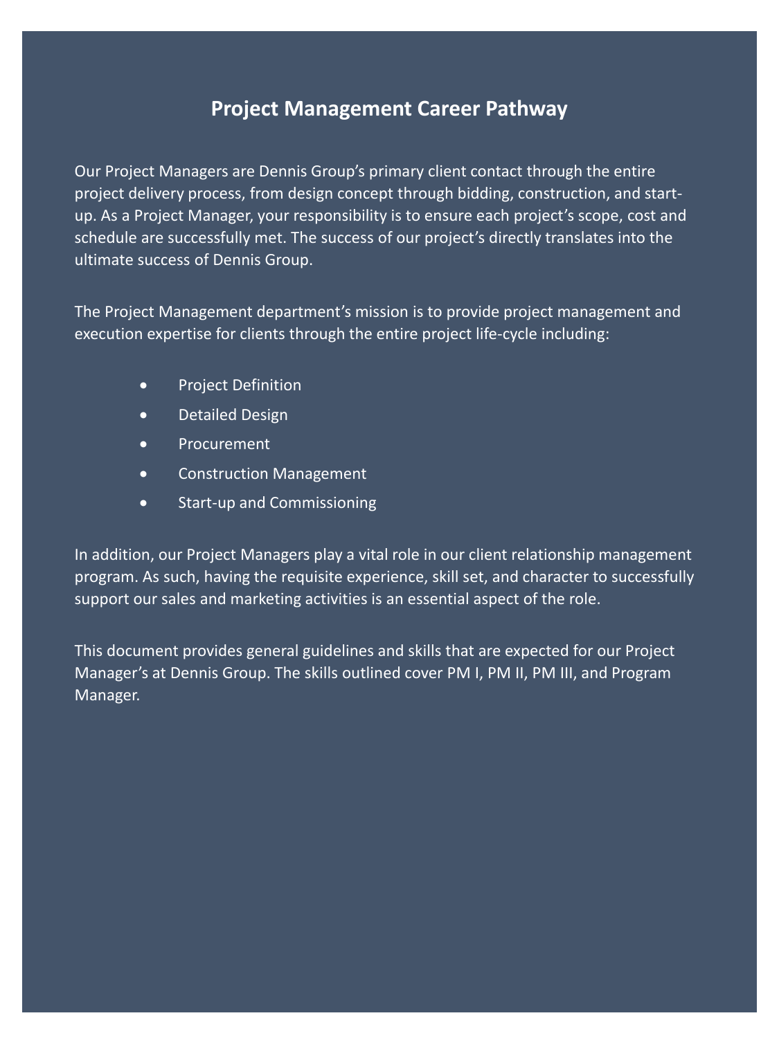# Project Management Career Pathway

Our Project Managers are Dennis Group's primary client contact through the entire project delivery process, from design concept through bidding, construction, and start-up. As a Project Manager, your responsibility is to ensure each project's scope, cost and schedule are successfully met. The success of our project's directly translates into the ultimate success of Dennis Group.

The Project Management department's mission is to provide project management and execution expertise for clients through the entire project life-cycle including:

- Project Definition
- Detailed Design
- Procurement
- Construction Management
- Start-up and Commissioning

In addition, our Project Managers play a vital role in our client relationship management program. As such, having the requisite experience, skill set, and character to successfully support our sales and marketing activities is an essential aspect of the role.

This document provides general guidelines and skills that are expected for our Project Manager's at Dennis Group. The skills outlined cover PM I, PM II, PM III, and Program Manager.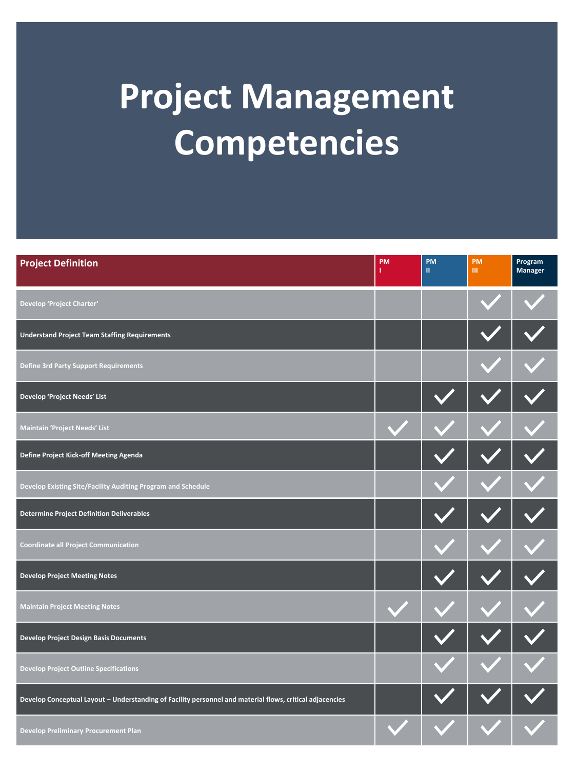# Project Management Competencies

| Project Definition | PM I | PM II | PM III | Program Manager |
|---|---|---|---|---|
| Develop 'Project Charter' | | | ✓ | ✓ |
| Understand Project Team Staffing Requirements | | | ✓ | ✓ |
| Define 3rd Party Support Requirements | | | ✓ | ✓ |
| Develop 'Project Needs' List | | ✓ | ✓ | ✓ |
| Maintain 'Project Needs' List | ✓ | ✓ | ✓ | ✓ |
| Define Project Kick-off Meeting Agenda | | ✓ | ✓ | ✓ |
| Develop Existing Site/Facility Auditing Program and Schedule | | ✓ | ✓ | ✓ |
| Determine Project Definition Deliverables | | ✓ | ✓ | ✓ |
| Coordinate all Project Communication | | ✓ | ✓ | ✓ |
| Develop Project Meeting Notes | | ✓ | ✓ | ✓ |
| Maintain Project Meeting Notes | ✓ | ✓ | ✓ | ✓ |
| Develop Project Design Basis Documents | | ✓ | ✓ | ✓ |
| Develop Project Outline Specifications | | ✓ | ✓ | ✓ |
| Develop Conceptual Layout – Understanding of Facility personnel and material flows, critical adjacencies | | ✓ | ✓ | ✓ |
| Develop Preliminary Procurement Plan | ✓ | ✓ | ✓ | ✓ |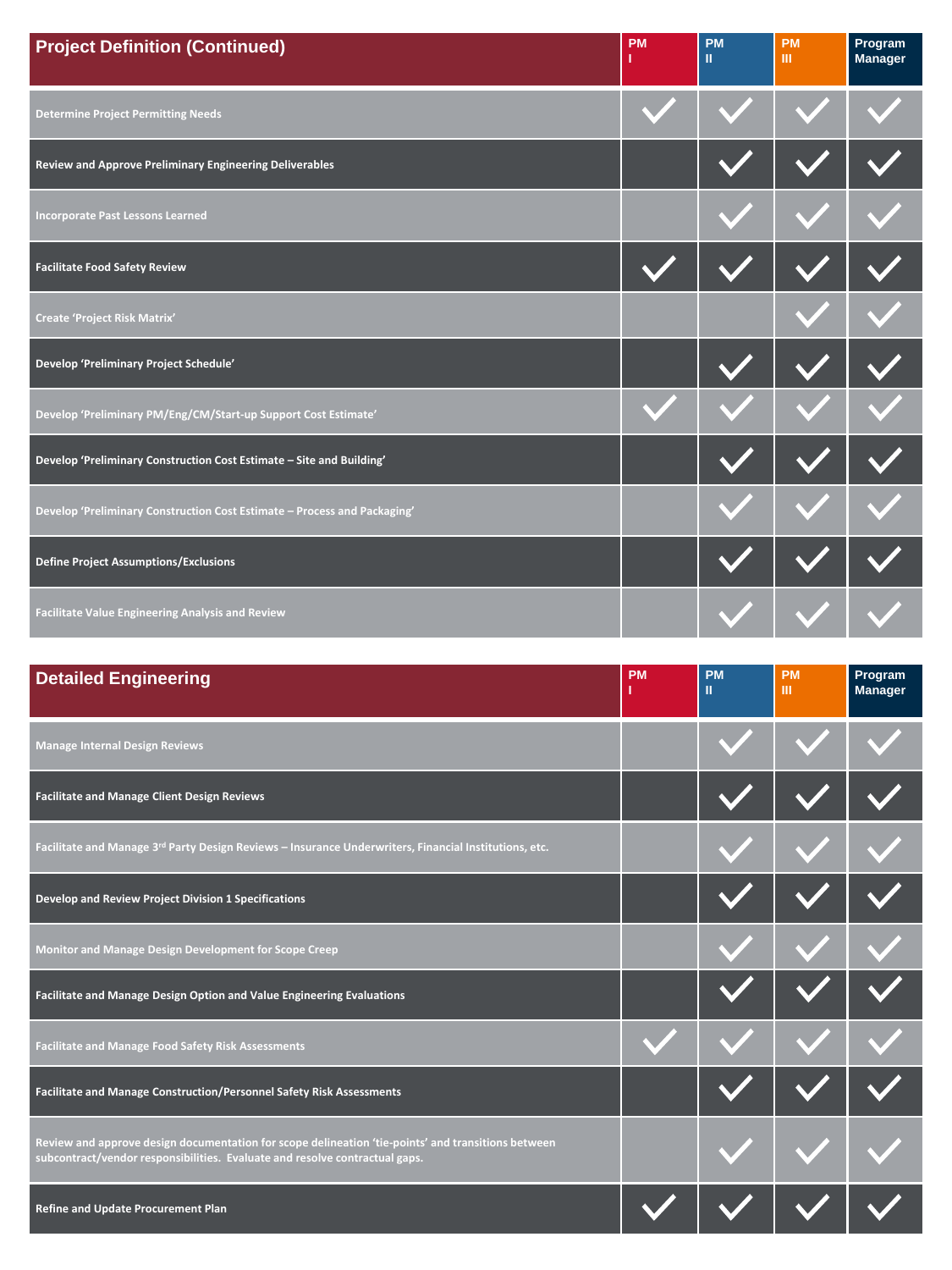| Project Definition (Continued) | PM I | PM II | PM III | Program Manager |
|---|---|---|---|---|
| Determine Project Permitting Needs | ✓ | ✓ | ✓ | ✓ |
| Review and Approve Preliminary Engineering Deliverables | | ✓ | ✓ | ✓ |
| Incorporate Past Lessons Learned | | ✓ | ✓ | ✓ |
| Facilitate Food Safety Review | ✓ | ✓ | ✓ | ✓ |
| Create 'Project Risk Matrix' | | | ✓ | ✓ |
| Develop 'Preliminary Project Schedule' | | ✓ | ✓ | ✓ |
| Develop 'Preliminary PM/Eng/CM/Start-up Support Cost Estimate' | ✓ | ✓ | ✓ | ✓ |
| Develop 'Preliminary Construction Cost Estimate – Site and Building' | | ✓ | ✓ | ✓ |
| Develop 'Preliminary Construction Cost Estimate – Process and Packaging' | | ✓ | ✓ | ✓ |
| Define Project Assumptions/Exclusions | | ✓ | ✓ | ✓ |
| Facilitate Value Engineering Analysis and Review | | ✓ | ✓ | ✓ |

| Detailed Engineering | PM I | PM II | PM III | Program Manager |
|---|---|---|---|---|
| Manage Internal Design Reviews | | ✓ | ✓ | ✓ |
| Facilitate and Manage Client Design Reviews | | ✓ | ✓ | ✓ |
| Facilitate and Manage 3rd Party Design Reviews – Insurance Underwriters, Financial Institutions, etc. | | ✓ | ✓ | ✓ |
| Develop and Review Project Division 1 Specifications | | ✓ | ✓ | ✓ |
| Monitor and Manage Design Development for Scope Creep | | ✓ | ✓ | ✓ |
| Facilitate and Manage Design Option and Value Engineering Evaluations | | ✓ | ✓ | ✓ |
| Facilitate and Manage Food Safety Risk Assessments | ✓ | ✓ | ✓ | ✓ |
| Facilitate and Manage Construction/Personnel Safety Risk Assessments | | ✓ | ✓ | ✓ |
| Review and approve design documentation for scope delineation 'tie-points' and transitions between subcontract/vendor responsibilities. Evaluate and resolve contractual gaps. | | ✓ | ✓ | ✓ |
| Refine and Update Procurement Plan | ✓ | ✓ | ✓ | ✓ |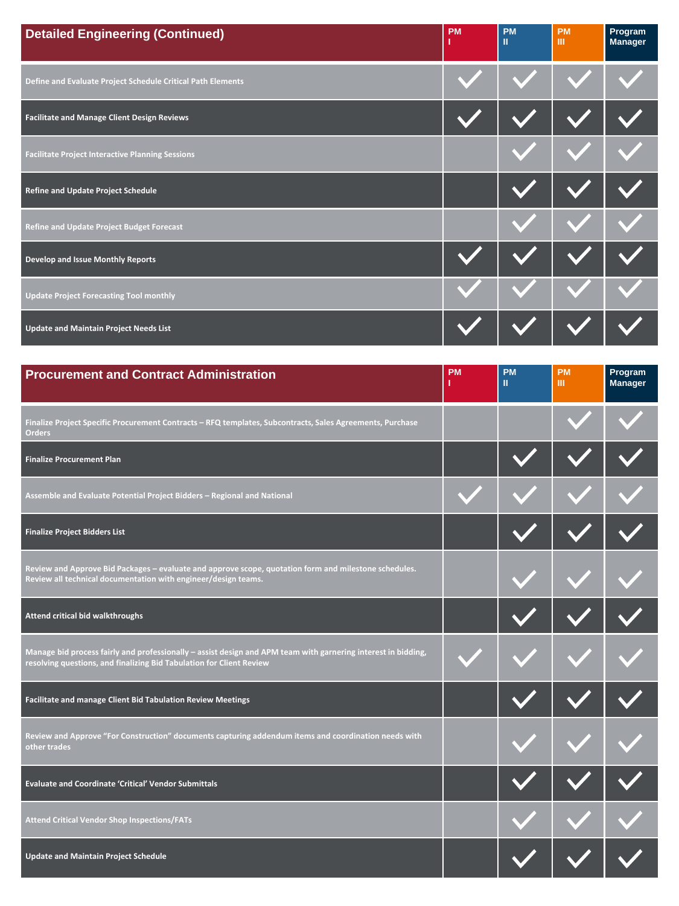| Detailed Engineering (Continued) | PM I | PM II | PM III | Program Manager |
|---|---|---|---|---|
| Define and Evaluate Project Schedule Critical Path Elements | ✓ | ✓ | ✓ | ✓ |
| Facilitate and Manage Client Design Reviews | ✓ | ✓ | ✓ | ✓ |
| Facilitate Project Interactive Planning Sessions | | ✓ | ✓ | ✓ |
| Refine and Update Project Schedule | | ✓ | ✓ | ✓ |
| Refine and Update Project Budget Forecast | | ✓ | ✓ | ✓ |
| Develop and Issue Monthly Reports | ✓ | ✓ | ✓ | ✓ |
| Update Project Forecasting Tool monthly | ✓ | ✓ | ✓ | ✓ |
| Update and Maintain Project Needs List | ✓ | ✓ | ✓ | ✓ |

| Procurement and Contract Administration | PM I | PM II | PM III | Program Manager |
|---|---|---|---|---|
| Finalize Project Specific Procurement Contracts – RFQ templates, Subcontracts, Sales Agreements, Purchase Orders | | | ✓ | ✓ |
| Finalize Procurement Plan | | ✓ | ✓ | ✓ |
| Assemble and Evaluate Potential Project Bidders – Regional and National | ✓ | ✓ | ✓ | ✓ |
| Finalize Project Bidders List | | ✓ | ✓ | ✓ |
| Review and Approve Bid Packages – evaluate and approve scope, quotation form and milestone schedules. Review all technical documentation with engineer/design teams. | | ✓ | ✓ | ✓ |
| Attend critical bid walkthroughs | | ✓ | ✓ | ✓ |
| Manage bid process fairly and professionally – assist design and APM team with garnering interest in bidding, resolving questions, and finalizing Bid Tabulation for Client Review | ✓ | ✓ | ✓ | ✓ |
| Facilitate and manage Client Bid Tabulation Review Meetings | | ✓ | ✓ | ✓ |
| Review and Approve "For Construction" documents capturing addendum items and coordination needs with other trades | | ✓ | ✓ | ✓ |
| Evaluate and Coordinate 'Critical' Vendor Submittals | | ✓ | ✓ | ✓ |
| Attend Critical Vendor Shop Inspections/FATs | | ✓ | ✓ | ✓ |
| Update and Maintain Project Schedule | | ✓ | ✓ | ✓ |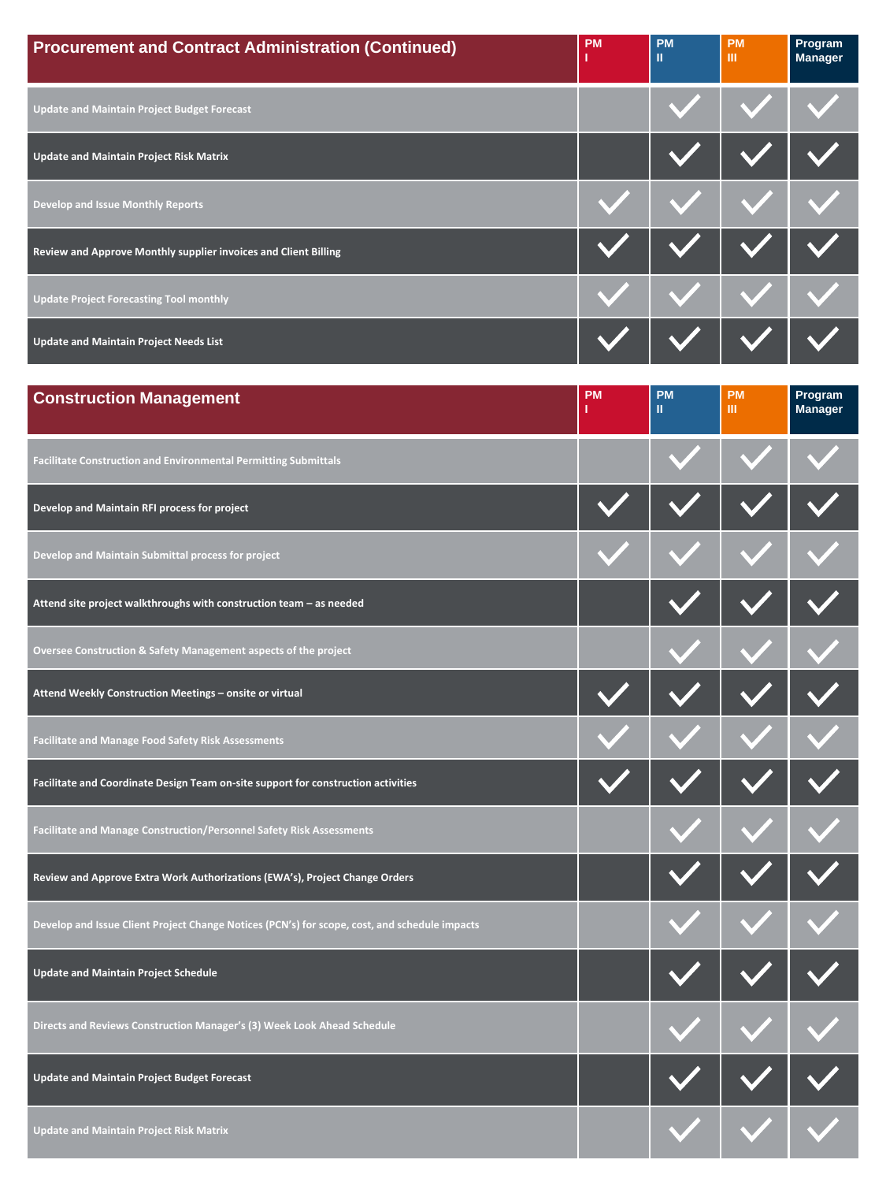| Procurement and Contract Administration (Continued) | PM I | PM II | PM III | Program Manager |
|---|---|---|---|---|
| Update and Maintain Project Budget Forecast | | ✓ | ✓ | ✓ |
| Update and Maintain Project Risk Matrix | | ✓ | ✓ | ✓ |
| Develop and Issue Monthly Reports | ✓ | ✓ | ✓ | ✓ |
| Review and Approve Monthly supplier invoices and Client Billing | ✓ | ✓ | ✓ | ✓ |
| Update Project Forecasting Tool monthly | ✓ | ✓ | ✓ | ✓ |
| Update and Maintain Project Needs List | ✓ | ✓ | ✓ | ✓ |

| Construction Management | PM I | PM II | PM III | Program Manager |
|---|---|---|---|---|
| Facilitate Construction and Environmental Permitting Submittals | | ✓ | ✓ | ✓ |
| Develop and Maintain RFI process for project | ✓ | ✓ | ✓ | ✓ |
| Develop and Maintain Submittal process for project | ✓ | ✓ | ✓ | ✓ |
| Attend site project walkthroughs with construction team – as needed | | ✓ | ✓ | ✓ |
| Oversee Construction & Safety Management aspects of the project | | ✓ | ✓ | ✓ |
| Attend Weekly Construction Meetings – onsite or virtual | ✓ | ✓ | ✓ | ✓ |
| Facilitate and Manage Food Safety Risk Assessments | ✓ | ✓ | ✓ | ✓ |
| Facilitate and Coordinate Design Team on-site support for construction activities | ✓ | ✓ | ✓ | ✓ |
| Facilitate and Manage Construction/Personnel Safety Risk Assessments | | ✓ | ✓ | ✓ |
| Review and Approve Extra Work Authorizations (EWA's), Project Change Orders | | ✓ | ✓ | ✓ |
| Develop and Issue Client Project Change Notices (PCN's) for scope, cost, and schedule impacts | | ✓ | ✓ | ✓ |
| Update and Maintain Project Schedule | | ✓ | ✓ | ✓ |
| Directs and Reviews Construction Manager's (3) Week Look Ahead Schedule | | ✓ | ✓ | ✓ |
| Update and Maintain Project Budget Forecast | | ✓ | ✓ | ✓ |
| Update and Maintain Project Risk Matrix | | ✓ | ✓ | ✓ |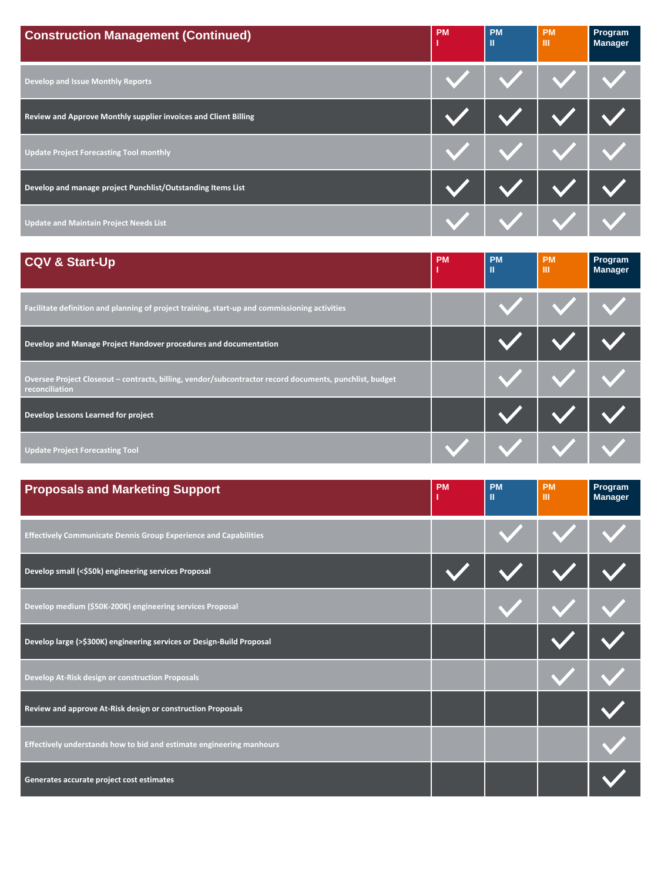| Construction Management (Continued) | PM I | PM II | PM III | Program Manager |
|---|---|---|---|---|
| Develop and Issue Monthly Reports | ✓ | ✓ | ✓ | ✓ |
| Review and Approve Monthly supplier invoices and Client Billing | ✓ | ✓ | ✓ | ✓ |
| Update Project Forecasting Tool monthly | ✓ | ✓ | ✓ | ✓ |
| Develop and manage project Punchlist/Outstanding Items List | ✓ | ✓ | ✓ | ✓ |
| Update and Maintain Project Needs List | ✓ | ✓ | ✓ | ✓ |

| CQV & Start-Up | PM I | PM II | PM III | Program Manager |
|---|---|---|---|---|
| Facilitate definition and planning of project training, start-up and commissioning activities | | ✓ | ✓ | ✓ |
| Develop and Manage Project Handover procedures and documentation | | ✓ | ✓ | ✓ |
| Oversee Project Closeout – contracts, billing, vendor/subcontractor record documents, punchlist, budget reconciliation | | ✓ | ✓ | ✓ |
| Develop Lessons Learned for project | | ✓ | ✓ | ✓ |
| Update Project Forecasting Tool | ✓ | ✓ | ✓ | ✓ |

| Proposals and Marketing Support | PM I | PM II | PM III | Program Manager |
|---|---|---|---|---|
| Effectively Communicate Dennis Group Experience and Capabilities | | ✓ | ✓ | ✓ |
| Develop small (<$50k) engineering services Proposal | ✓ | ✓ | ✓ | ✓ |
| Develop medium ($50K-200K) engineering services Proposal | | ✓ | ✓ | ✓ |
| Develop large (>$300K) engineering services or Design-Build Proposal | | | ✓ | ✓ |
| Develop At-Risk design or construction Proposals | | | ✓ | ✓ |
| Review and approve At-Risk design or construction Proposals | | | | ✓ |
| Effectively understands how to bid and estimate engineering manhours | | | | ✓ |
| Generates accurate project cost estimates | | | | ✓ |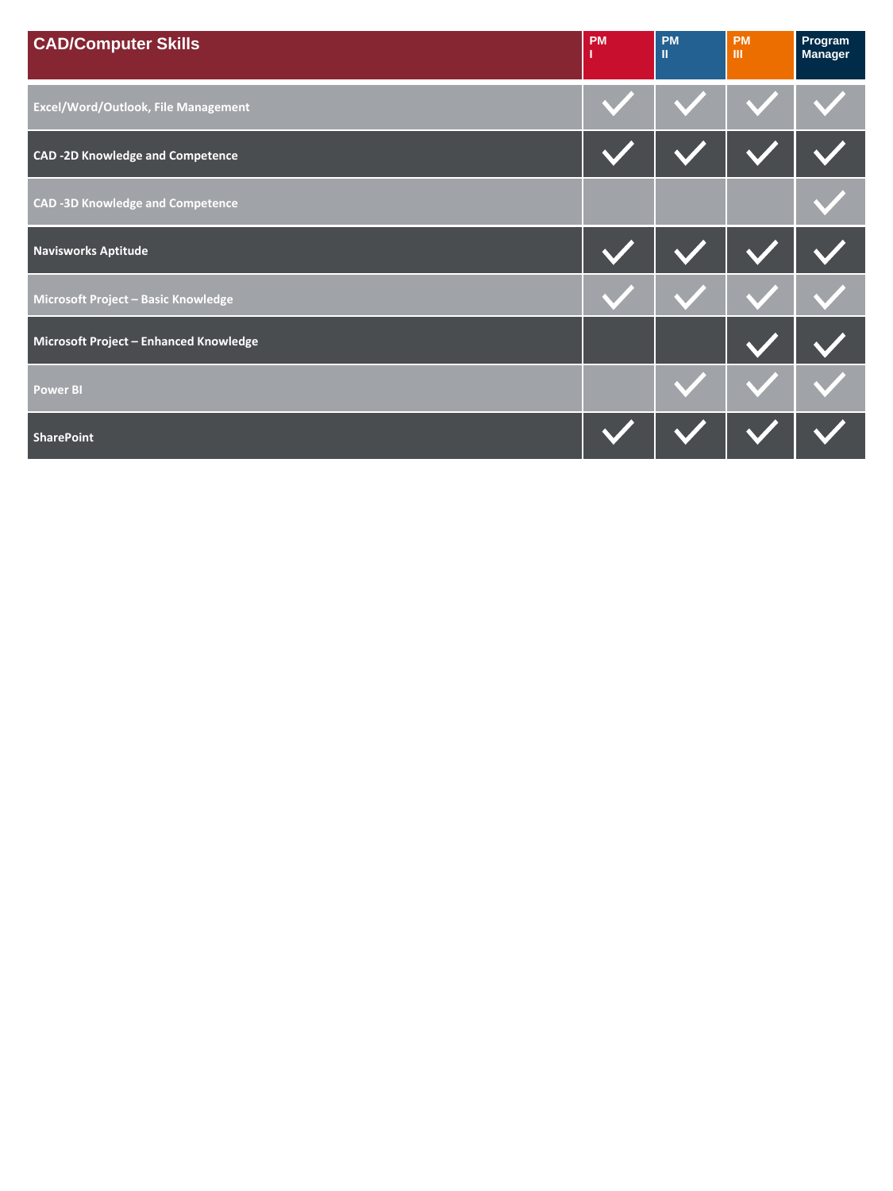| CAD/Computer Skills | PM I | PM II | PM III | Program Manager |
|---|---|---|---|---|
| Excel/Word/Outlook, File Management | ✓ | ✓ | ✓ | ✓ |
| CAD -2D Knowledge and Competence | ✓ | ✓ | ✓ | ✓ |
| CAD -3D Knowledge and Competence | | | | ✓ |
| Navisworks Aptitude | ✓ | ✓ | ✓ | ✓ |
| Microsoft Project – Basic Knowledge | ✓ | ✓ | ✓ | ✓ |
| Microsoft Project – Enhanced Knowledge | | | ✓ | ✓ |
| Power BI | | ✓ | ✓ | ✓ |
| SharePoint | ✓ | ✓ | ✓ | ✓ |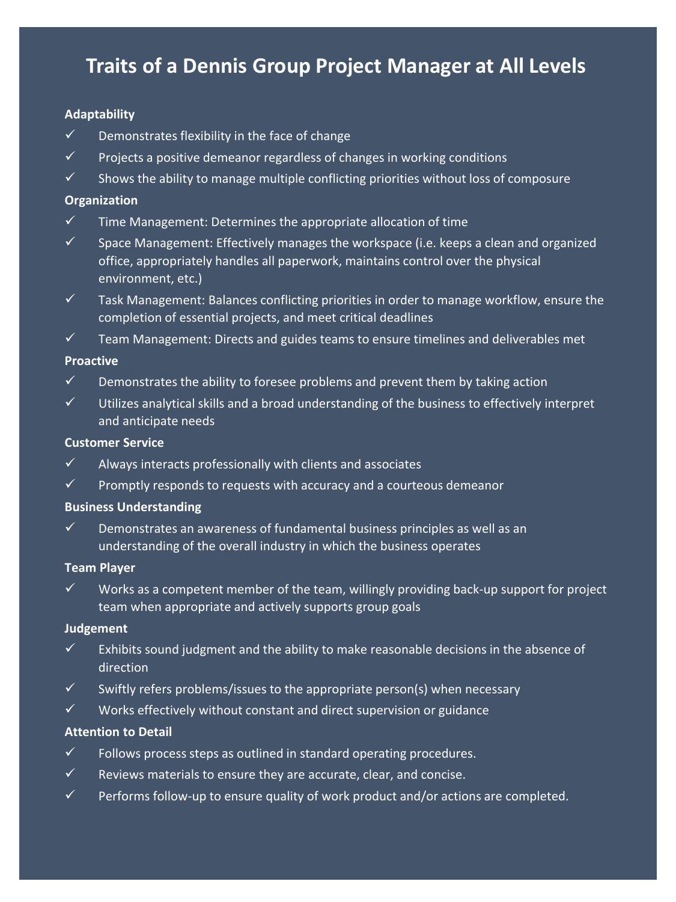# Traits of a Dennis Group Project Manager at All Levels

**Adaptability**

- ✓ Demonstrates flexibility in the face of change
- ✓ Projects a positive demeanor regardless of changes in working conditions
- ✓ Shows the ability to manage multiple conflicting priorities without loss of composure

**Organization**

- ✓ Time Management: Determines the appropriate allocation of time
- ✓ Space Management: Effectively manages the workspace (i.e. keeps a clean and organized office, appropriately handles all paperwork, maintains control over the physical environment, etc.)
- ✓ Task Management: Balances conflicting priorities in order to manage workflow, ensure the completion of essential projects, and meet critical deadlines
- ✓ Team Management: Directs and guides teams to ensure timelines and deliverables met

**Proactive**

- ✓ Demonstrates the ability to foresee problems and prevent them by taking action
- ✓ Utilizes analytical skills and a broad understanding of the business to effectively interpret and anticipate needs

**Customer Service**

- ✓ Always interacts professionally with clients and associates
- ✓ Promptly responds to requests with accuracy and a courteous demeanor

**Business Understanding**

- ✓ Demonstrates an awareness of fundamental business principles as well as an understanding of the overall industry in which the business operates

**Team Player**

- ✓ Works as a competent member of the team, willingly providing back-up support for project team when appropriate and actively supports group goals

**Judgement**

- ✓ Exhibits sound judgment and the ability to make reasonable decisions in the absence of direction
- ✓ Swiftly refers problems/issues to the appropriate person(s) when necessary
- ✓ Works effectively without constant and direct supervision or guidance

**Attention to Detail**

- ✓ Follows process steps as outlined in standard operating procedures.
- ✓ Reviews materials to ensure they are accurate, clear, and concise.
- ✓ Performs follow-up to ensure quality of work product and/or actions are completed.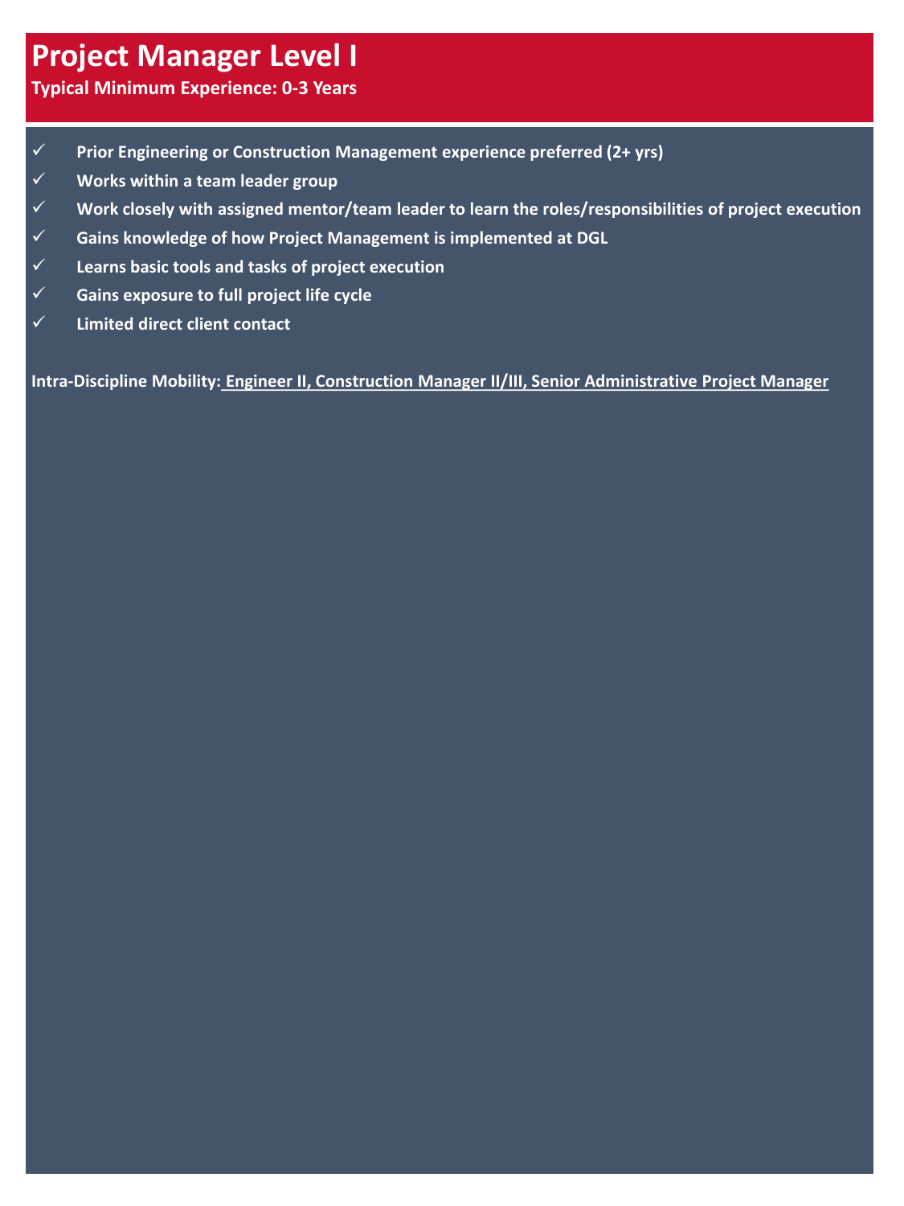# Project Manager Level I

**Typical Minimum Experience: 0-3 Years**

- ✓ **Prior Engineering or Construction Management experience preferred (2+ yrs)**
- ✓ **Works within a team leader group**
- ✓ **Work closely with assigned mentor/team leader to learn the roles/responsibilities of project execution**
- ✓ **Gains knowledge of how Project Management is implemented at DGL**
- ✓ **Learns basic tools and tasks of project execution**
- ✓ **Gains exposure to full project life cycle**
- ✓ **Limited direct client contact**

**Intra-Discipline Mobility:** **Engineer II, Construction Manager II/III, Senior Administrative Project Manager**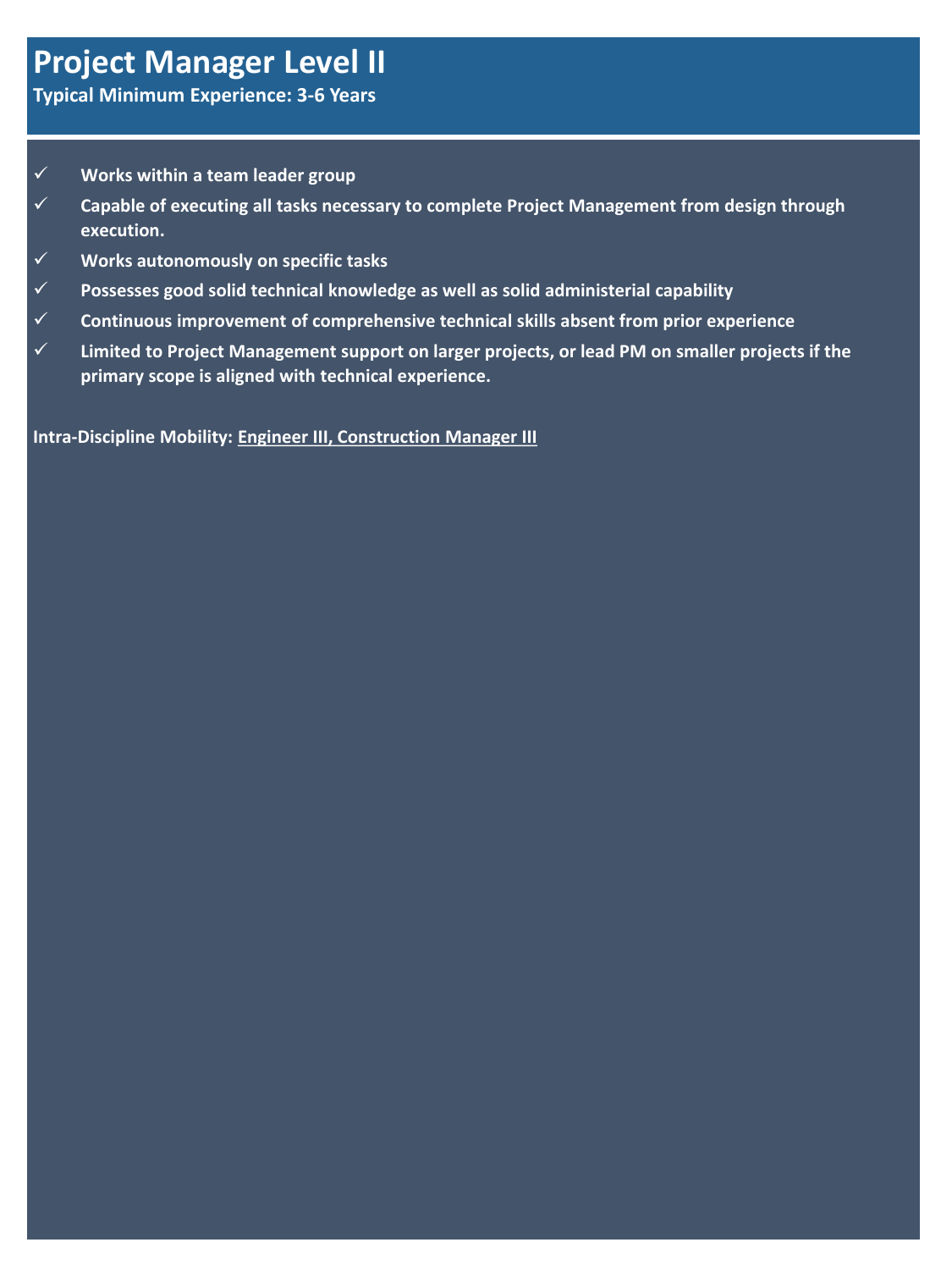# Project Manager Level II

**Typical Minimum Experience: 3-6 Years**

- ✓ **Works within a team leader group**
- ✓ **Capable of executing all tasks necessary to complete Project Management from design through execution.**
- ✓ **Works autonomously on specific tasks**
- ✓ **Possesses good solid technical knowledge as well as solid administerial capability**
- ✓ **Continuous improvement of comprehensive technical skills absent from prior experience**
- ✓ **Limited to Project Management support on larger projects, or lead PM on smaller projects if the primary scope is aligned with technical experience.**

**Intra-Discipline Mobility:** **Engineer III, Construction Manager III**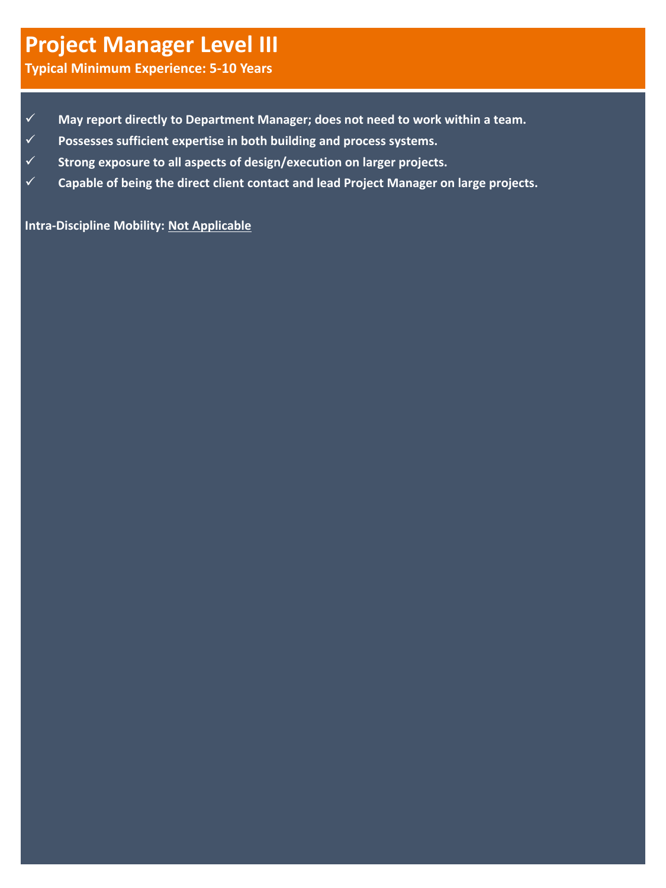# Project Manager Level III

**Typical Minimum Experience: 5-10 Years**

- ✓ **May report directly to Department Manager; does not need to work within a team.**
- ✓ **Possesses sufficient expertise in both building and process systems.**
- ✓ **Strong exposure to all aspects of design/execution on larger projects.**
- ✓ **Capable of being the direct client contact and lead Project Manager on large projects.**

**Intra-Discipline Mobility: Not Applicable**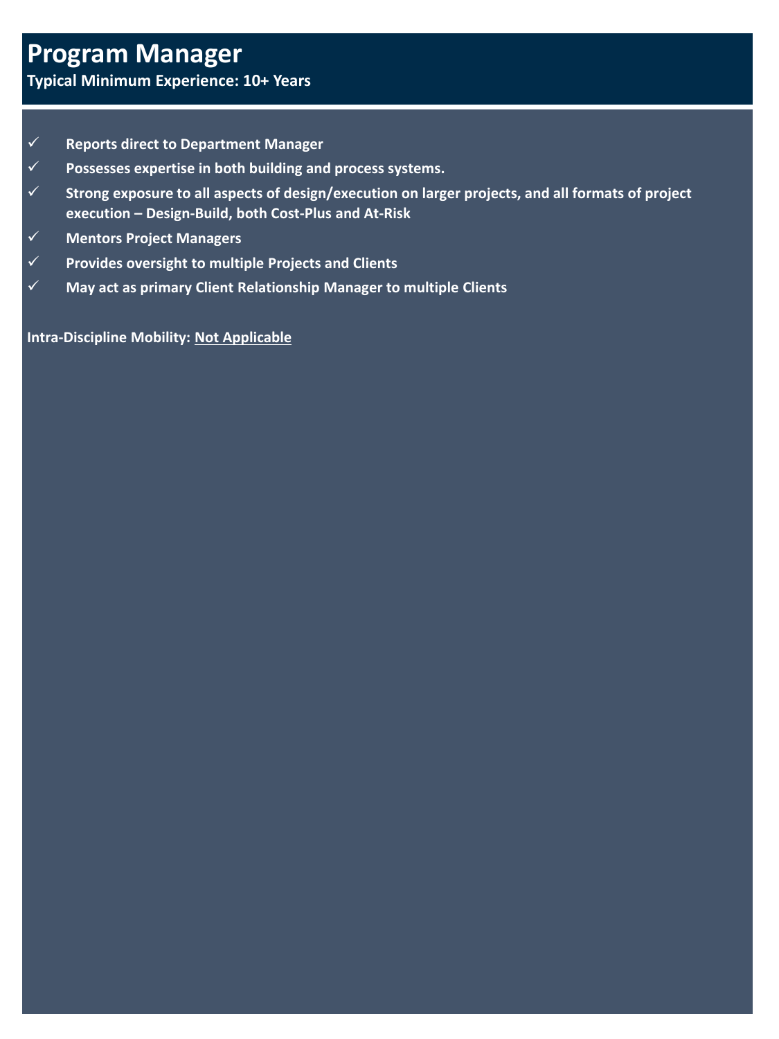# Program Manager

**Typical Minimum Experience: 10+ Years**

- ✓ **Reports direct to Department Manager**
- ✓ **Possesses expertise in both building and process systems.**
- ✓ **Strong exposure to all aspects of design/execution on larger projects, and all formats of project execution – Design-Build, both Cost-Plus and At-Risk**
- ✓ **Mentors Project Managers**
- ✓ **Provides oversight to multiple Projects and Clients**
- ✓ **May act as primary Client Relationship Manager to multiple Clients**

**Intra-Discipline Mobility: <u>Not Applicable</u>**